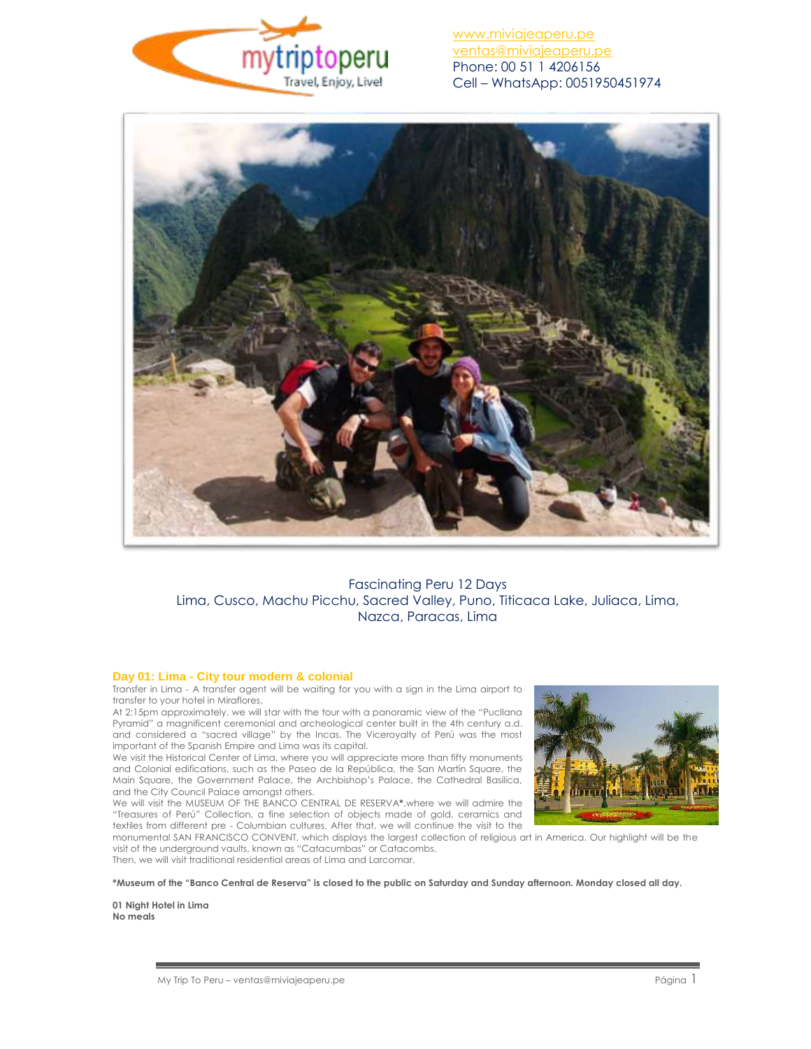www.miviajeaperu.pe
ventas@miviajeaperu.pe
Phone: 00 51 1 4206156
Cell – WhatsApp: 0051950451974

# Fascinating Peru 12 Days

Lima, Cusco, Machu Picchu, Sacred Valley, Puno, Titicaca Lake, Juliaca, Lima, Nazca, Paracas, Lima

## Day 01: Lima - City tour modern & colonial

Transfer in Lima - A transfer agent will be waiting for you with a sign in the Lima airport to transfer to your hotel in Miraflores.

At 2:15pm approximately, we will star with the tour with a panoramic view of the "Pucllana Pyramid" a magnificent ceremonial and archeological center built in the 4th century a.d. and considered a "sacred village" by the Incas. The Viceroyalty of Perú was the most important of the Spanish Empire and Lima was its capital.

We visit the Historical Center of Lima, where you will appreciate more than fifty monuments and Colonial edifications, such as the Paseo de la República, the San Martín Square, the Main Square, the Government Palace, the Archbishop's Palace, the Cathedral Basilica, and the City Council Palace amongst others.

We will visit the MUSEUM OF THE BANCO CENTRAL DE RESERVA*,where we will admire the "Treasures of Perú" Collection, a fine selection of objects made of gold, ceramics and textiles from different pre - Columbian cultures. After that, we will continue the visit to the monumental SAN FRANCISCO CONVENT, which displays the largest collection of religious art in America. Our highlight will be the visit of the underground vaults, known as "Catacumbas" or Catacombs.

Then, we will visit traditional residential areas of Lima and Larcomar.

**\*Museum of the "Banco Central de Reserva" is closed to the public on Saturday and Sunday afternoon. Monday closed all day.**

**01 Night Hotel in Lima**
**No meals**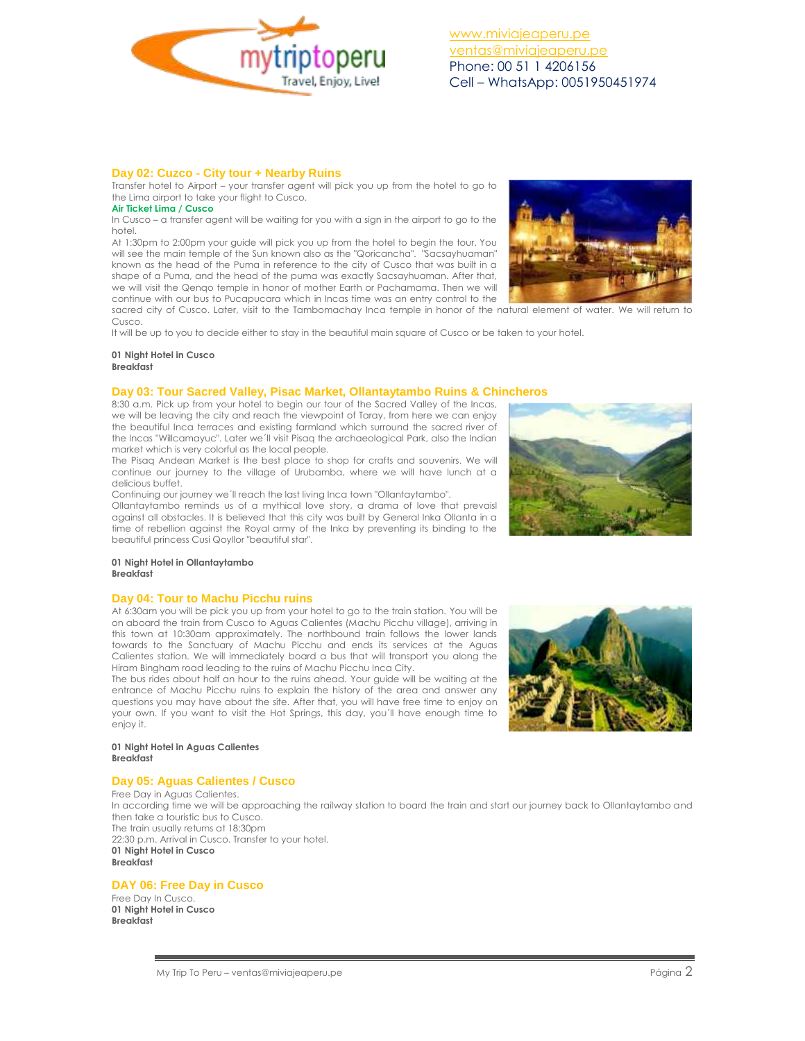## Day 02: Cuzco - City tour + Nearby Ruins

Transfer hotel to Airport – your transfer agent will pick you up from the hotel to go to the Lima airport to take your flight to Cusco.

**Air Ticket Lima / Cusco**

In Cusco – a transfer agent will be waiting for you with a sign in the airport to go to the hotel.

At 1:30pm to 2:00pm your guide will pick you up from the hotel to begin the tour. You will see the main temple of the Sun known also as the "Qoricancha". "Sacsayhuaman" known as the head of the Puma in reference to the city of Cusco that was built in a shape of a Puma, and the head of the puma was exactly Sacsayhuaman. After that, we will visit the Qenqo temple in honor of mother Earth or Pachamama. Then we will continue with our bus to Pucapucara which in Incas time was an entry control to the sacred city of Cusco. Later, visit to the Tambomachay Inca temple in honor of the natural element of water. We will return to Cusco.

It will be up to you to decide either to stay in the beautiful main square of Cusco or be taken to your hotel.

**01 Night Hotel in Cusco**
**Breakfast**

## Day 03: Tour Sacred Valley, Pisac Market, Ollantaytambo Ruins & Chincheros

8:30 a.m. Pick up from your hotel to begin our tour of the Sacred Valley of the Incas, we will be leaving the city and reach the viewpoint of Taray, from here we can enjoy the beautiful Inca terraces and existing farmland which surround the sacred river of the Incas "Willcamayuc". Later we´ll visit Pisaq the archaeological Park, also the Indian market which is very colorful as the local people.

The Pisaq Andean Market is the best place to shop for crafts and souvenirs. We will continue our journey to the village of Urubamba, where we will have lunch at a delicious buffet.

Continuing our journey we´ll reach the last living Inca town "Ollantaytambo".

Ollantaytambo reminds us of a mythical love story, a drama of love that prevaisl against all obstacles. It is believed that this city was built by General Inka Ollanta in a time of rebellion against the Royal army of the Inka by preventing its binding to the beautiful princess Cusi Qoyllor "beautiful star".

**01 Night Hotel in Ollantaytambo**
**Breakfast**

## Day 04: Tour to Machu Picchu ruins

At 6:30am you will be pick you up from your hotel to go to the train station. You will be on aboard the train from Cusco to Aguas Calientes (Machu Picchu village), arriving in this town at 10:30am approximately. The northbound train follows the lower lands towards to the Sanctuary of Machu Picchu and ends its services at the Aguas Calientes station. We will immediately board a bus that will transport you along the Hiram Bingham road leading to the ruins of Machu Picchu Inca City.

The bus rides about half an hour to the ruins ahead. Your guide will be waiting at the entrance of Machu Picchu ruins to explain the history of the area and answer any questions you may have about the site. After that, you will have free time to enjoy on your own. If you want to visit the Hot Springs, this day, you´ll have enough time to enjoy it.

**01 Night Hotel in Aguas Calientes**
**Breakfast**

## Day 05: Aguas Calientes / Cusco

Free Day in Aguas Calientes.

In according time we will be approaching the railway station to board the train and start our journey back to Ollantaytambo and then take a touristic bus to Cusco.

The train usually returns at 18:30pm

22:30 p.m. Arrival in Cusco. Transfer to your hotel.

**01 Night Hotel in Cusco**
**Breakfast**

## DAY 06: Free Day in Cusco

Free Day In Cusco.

**01 Night Hotel in Cusco**
**Breakfast**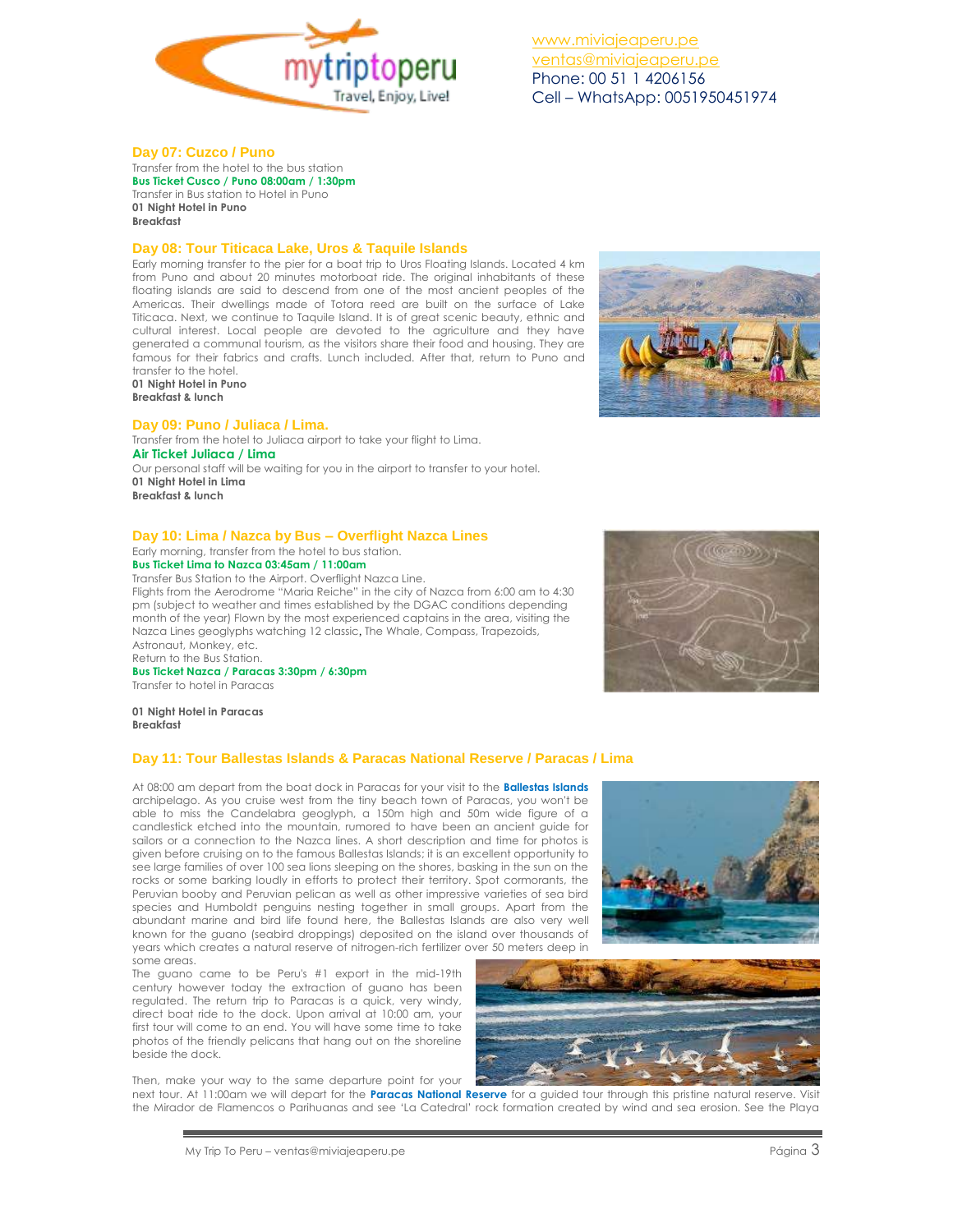### Day 07: Cuzco / Puno

Transfer from the hotel to the bus station
**Bus Ticket Cusco / Puno 08:00am / 1:30pm**
Transfer in Bus station to Hotel in Puno
**01 Night Hotel in Puno**
**Breakfast**

### Day 08: Tour Titicaca Lake, Uros & Taquile Islands

Early morning transfer to the pier for a boat trip to Uros Floating Islands. Located 4 km from Puno and about 20 minutes motorboat ride. The original inhabitants of these floating islands are said to descend from one of the most ancient peoples of the Americas. Their dwellings made of Totora reed are built on the surface of Lake Titicaca. Next, we continue to Taquile Island. It is of great scenic beauty, ethnic and cultural interest. Local people are devoted to the agriculture and they have generated a communal tourism, as the visitors share their food and housing. They are famous for their fabrics and crafts. Lunch included. After that, return to Puno and transfer to the hotel.
**01 Night Hotel in Puno**
**Breakfast & lunch**

### Day 09: Puno / Juliaca / Lima.

Transfer from the hotel to Juliaca airport to take your flight to Lima.
**Air Ticket Juliaca / Lima**
Our personal staff will be waiting for you in the airport to transfer to your hotel.
**01 Night Hotel in Lima**
**Breakfast & lunch**

### Day 10: Lima / Nazca by Bus – Overflight Nazca Lines

Early morning, transfer from the hotel to bus station.
**Bus Ticket Lima to Nazca 03:45am / 11:00am**
Transfer Bus Station to the Airport. Overflight Nazca Line.
Flights from the Aerodrome "Maria Reiche" in the city of Nazca from 6:00 am to 4:30 pm (subject to weather and times established by the DGAC conditions depending month of the year) Flown by the most experienced captains in the area, visiting the Nazca Lines geoglyphs watching 12 classic**,** The Whale, Compass, Trapezoids, Astronaut, Monkey, etc.
Return to the Bus Station.
**Bus Ticket Nazca / Paracas 3:30pm / 6:30pm**
Transfer to hotel in Paracas

**01 Night Hotel in Paracas**
**Breakfast**

### Day 11: Tour Ballestas Islands & Paracas National Reserve / Paracas / Lima

At 08:00 am depart from the boat dock in Paracas for your visit to the **Ballestas Islands** archipelago. As you cruise west from the tiny beach town of Paracas, you won't be able to miss the Candelabra geoglyph, a 150m high and 50m wide figure of a candlestick etched into the mountain, rumored to have been an ancient guide for sailors or a connection to the Nazca lines. A short description and time for photos is given before cruising on to the famous Ballestas Islands; it is an excellent opportunity to see large families of over 100 sea lions sleeping on the shores, basking in the sun on the rocks or some barking loudly in efforts to protect their territory. Spot cormorants, the Peruvian booby and Peruvian pelican as well as other impressive varieties of sea bird species and Humboldt penguins nesting together in small groups. Apart from the abundant marine and bird life found here, the Ballestas Islands are also very well known for the guano (seabird droppings) deposited on the island over thousands of years which creates a natural reserve of nitrogen-rich fertilizer over 50 meters deep in some areas.
The guano came to be Peru's #1 export in the mid-19th century however today the extraction of guano has been regulated. The return trip to Paracas is a quick, very windy, direct boat ride to the dock. Upon arrival at 10:00 am, your first tour will come to an end. You will have some time to take photos of the friendly pelicans that hang out on the shoreline beside the dock.

Then, make your way to the same departure point for your next tour. At 11:00am we will depart for the **Paracas National Reserve** for a guided tour through this pristine natural reserve. Visit the Mirador de Flamencos o Parihuanas and see 'La Catedral' rock formation created by wind and sea erosion. See the Playa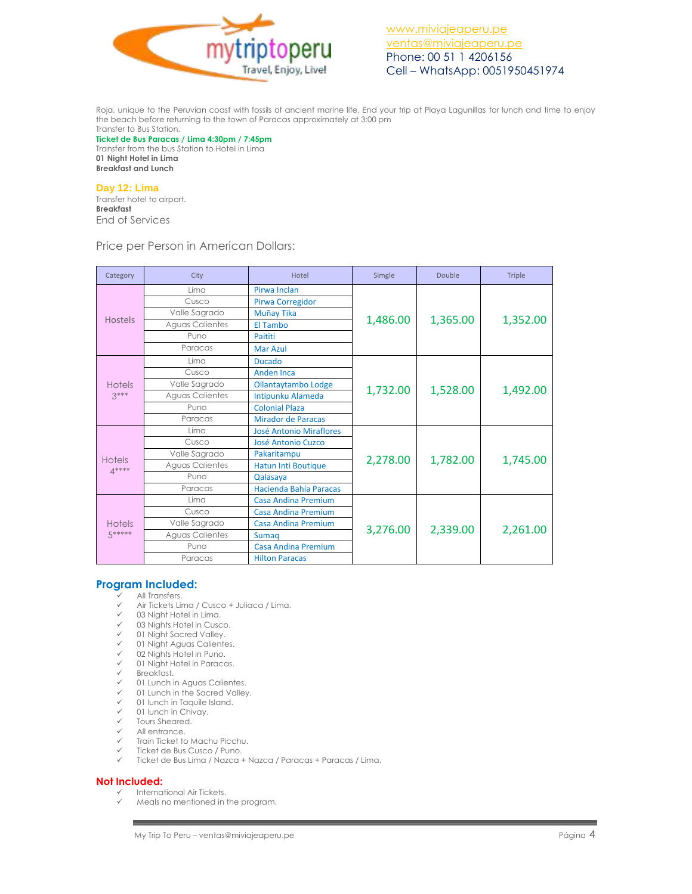Roja, unique to the Peruvian coast with fossils of ancient marine life. End your trip at Playa Lagunillas for lunch and time to enjoy the beach before returning to the town of Paracas approximately at 3:00 pm
Transfer to Bus Station.
**Ticket de Bus Paracas / Lima 4:30pm / 7:45pm**
Transfer from the bus Station to Hotel in Lima
**01 Night Hotel in Lima**
**Breakfast and Lunch**

## Day 12: Lima

Transfer hotel to airport.
**Breakfast**
End of Services

Price per Person in American Dollars:

| Category | City | Hotel | Simgle | Double | Triple |
|---|---|---|---|---|---|
| Hostels | Lima | Pirwa Inclan | 1,486.00 | 1,365.00 | 1,352.00 |
| | Cusco | Pirwa Corregidor | | | |
| | Valle Sagrado | Muñay Tika | | | |
| | Aguas Calientes | El Tambo | | | |
| | Puno | Paititi | | | |
| | Paracas | Mar Azul | | | |
| Hotels 3*** | Lima | Ducado | 1,732.00 | 1,528.00 | 1,492.00 |
| | Cusco | Anden Inca | | | |
| | Valle Sagrado | Ollantaytambo Lodge | | | |
| | Aguas Calientes | Intipunku Alameda | | | |
| | Puno | Colonial Plaza | | | |
| | Paracas | Mirador de Paracas | | | |
| Hotels 4**** | Lima | José Antonio Miraflores | 2,278.00 | 1,782.00 | 1,745.00 |
| | Cusco | José Antonio Cuzco | | | |
| | Valle Sagrado | Pakaritampu | | | |
| | Aguas Calientes | Hatun Inti Boutique | | | |
| | Puno | Qalasaya | | | |
| | Paracas | Hacienda Bahía Paracas | | | |
| Hotels 5***** | Lima | Casa Andina Premium | 3,276.00 | 2,339.00 | 2,261.00 |
| | Cusco | Casa Andina Premium | | | |
| | Valle Sagrado | Casa Andina Premium | | | |
| | Aguas Calientes | Sumaq | | | |
| | Puno | Casa Andina Premium | | | |
| | Paracas | Hilton Paracas | | | |

## Program Included:

- ✓ All Transfers.
- ✓ Air Tickets Lima / Cusco + Juliaca / Lima.
- ✓ 03 Night Hotel in Lima.
- ✓ 03 Nights Hotel in Cusco.
- ✓ 01 Night Sacred Valley.
- ✓ 01 Night Aguas Calientes.
- ✓ 02 Nights Hotel in Puno.
- ✓ 01 Night Hotel in Paracas.
- ✓ Breakfast.
- ✓ 01 Lunch in Aguas Calientes.
- ✓ 01 Lunch in the Sacred Valley.
- ✓ 01 lunch in Taquile Island.
- ✓ 01 lunch in Chivay.
- ✓ Tours Sheared.
- ✓ All entrance.
- ✓ Train Ticket to Machu Picchu.
- ✓ Ticket de Bus Cusco / Puno.
- ✓ Ticket de Bus Lima / Nazca + Nazca / Paracas + Paracas / Lima.

## Not Included:

- ✓ International Air Tickets.
- ✓ Meals no mentioned in the program.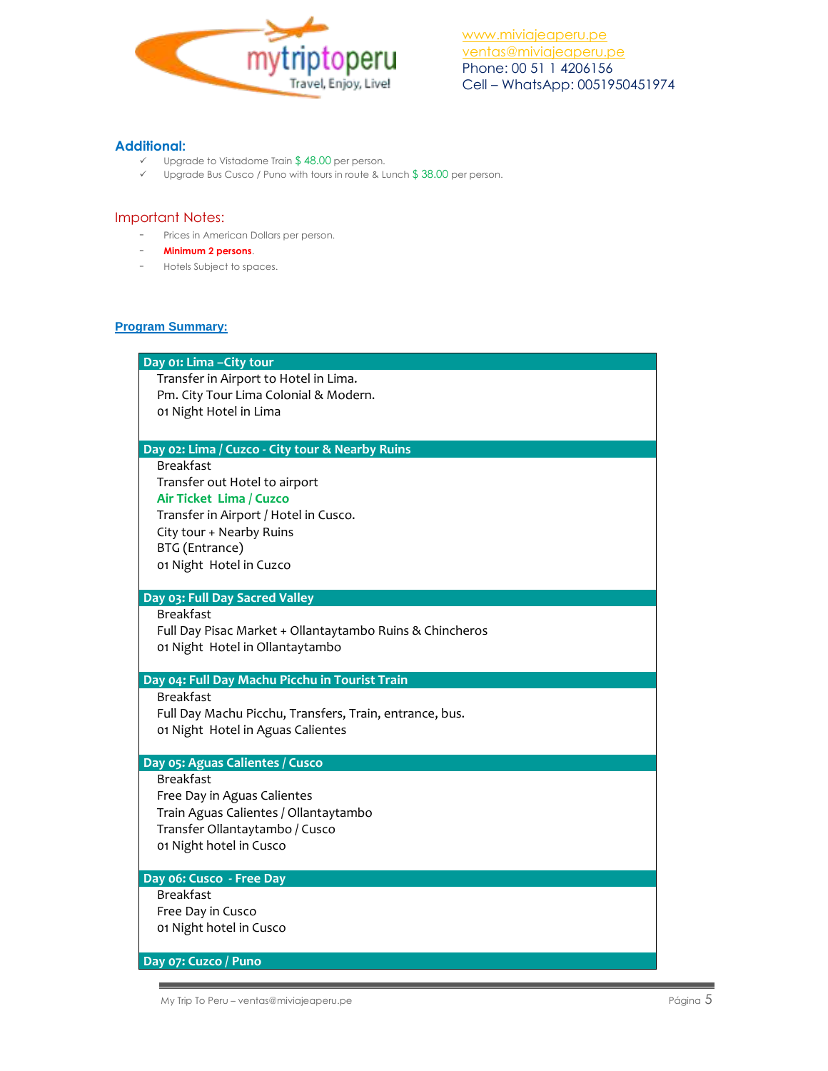## Additional:

- ✓ Upgrade to Vistadome Train $ 48.00 per person.
- ✓ Upgrade Bus Cusco / Puno with tours in route & Lunch $ 38.00 per person.

## Important Notes:

- Prices in American Dollars per person.
- **Minimum 2 persons**.
- Hotels Subject to spaces.

### Program Summary:

**Day 01: Lima –City tour**

Transfer in Airport to Hotel in Lima.
Pm. City Tour Lima Colonial & Modern.
01 Night Hotel in Lima

**Day 02: Lima / Cuzco - City tour & Nearby Ruins**

Breakfast
Transfer out Hotel to airport
**Air Ticket Lima / Cuzco**
Transfer in Airport / Hotel in Cusco.
City tour + Nearby Ruins
BTG (Entrance)
01 Night Hotel in Cuzco

**Day 03: Full Day Sacred Valley**

Breakfast
Full Day Pisac Market + Ollantaytambo Ruins & Chincheros
01 Night Hotel in Ollantaytambo

**Day 04: Full Day Machu Picchu in Tourist Train**

Breakfast
Full Day Machu Picchu, Transfers, Train, entrance, bus.
01 Night Hotel in Aguas Calientes

**Day 05: Aguas Calientes / Cusco**

Breakfast
Free Day in Aguas Calientes
Train Aguas Calientes / Ollantaytambo
Transfer Ollantaytambo / Cusco
01 Night hotel in Cusco

**Day 06: Cusco - Free Day**

Breakfast
Free Day in Cusco
01 Night hotel in Cusco

**Day 07: Cuzco / Puno**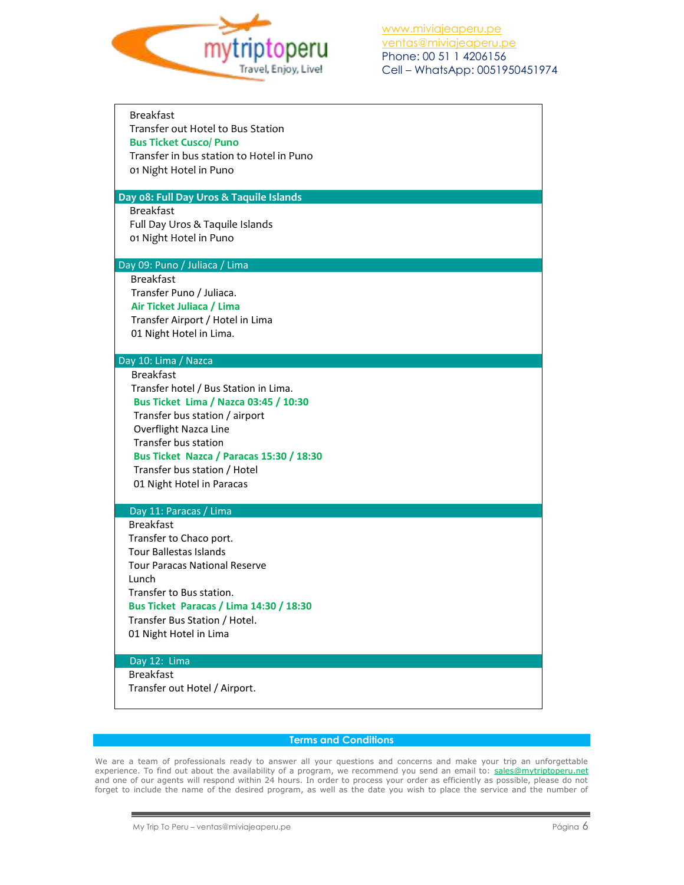Breakfast
Transfer out Hotel to Bus Station
**Bus Ticket Cusco/ Puno**
Transfer in bus station to Hotel in Puno
01 Night Hotel in Puno

### Day 08: Full Day Uros & Taquile Islands

Breakfast
Full Day Uros & Taquile Islands
01 Night Hotel in Puno

### Day 09: Puno / Juliaca / Lima

Breakfast
Transfer Puno / Juliaca.
**Air Ticket Juliaca / Lima**
Transfer Airport / Hotel in Lima
01 Night Hotel in Lima.

### Day 10: Lima / Nazca

Breakfast
Transfer hotel / Bus Station in Lima.
**Bus Ticket Lima / Nazca 03:45 / 10:30**
Transfer bus station / airport
Overflight Nazca Line
Transfer bus station
**Bus Ticket Nazca / Paracas 15:30 / 18:30**
Transfer bus station / Hotel
01 Night Hotel in Paracas

### Day 11: Paracas / Lima

Breakfast
Transfer to Chaco port.
Tour Ballestas Islands
Tour Paracas National Reserve
Lunch
Transfer to Bus station.
**Bus Ticket Paracas / Lima 14:30 / 18:30**
Transfer Bus Station / Hotel.
01 Night Hotel in Lima

### Day 12: Lima

Breakfast
Transfer out Hotel / Airport.

## Terms and Conditions

We are a team of professionals ready to answer all your questions and concerns and make your trip an unforgettable experience. To find out about the availability of a program, we recommend you send an email to: sales@mytriptoperu.net and one of our agents will respond within 24 hours. In order to process your order as efficiently as possible, please do not forget to include the name of the desired program, as well as the date you wish to place the service and the number of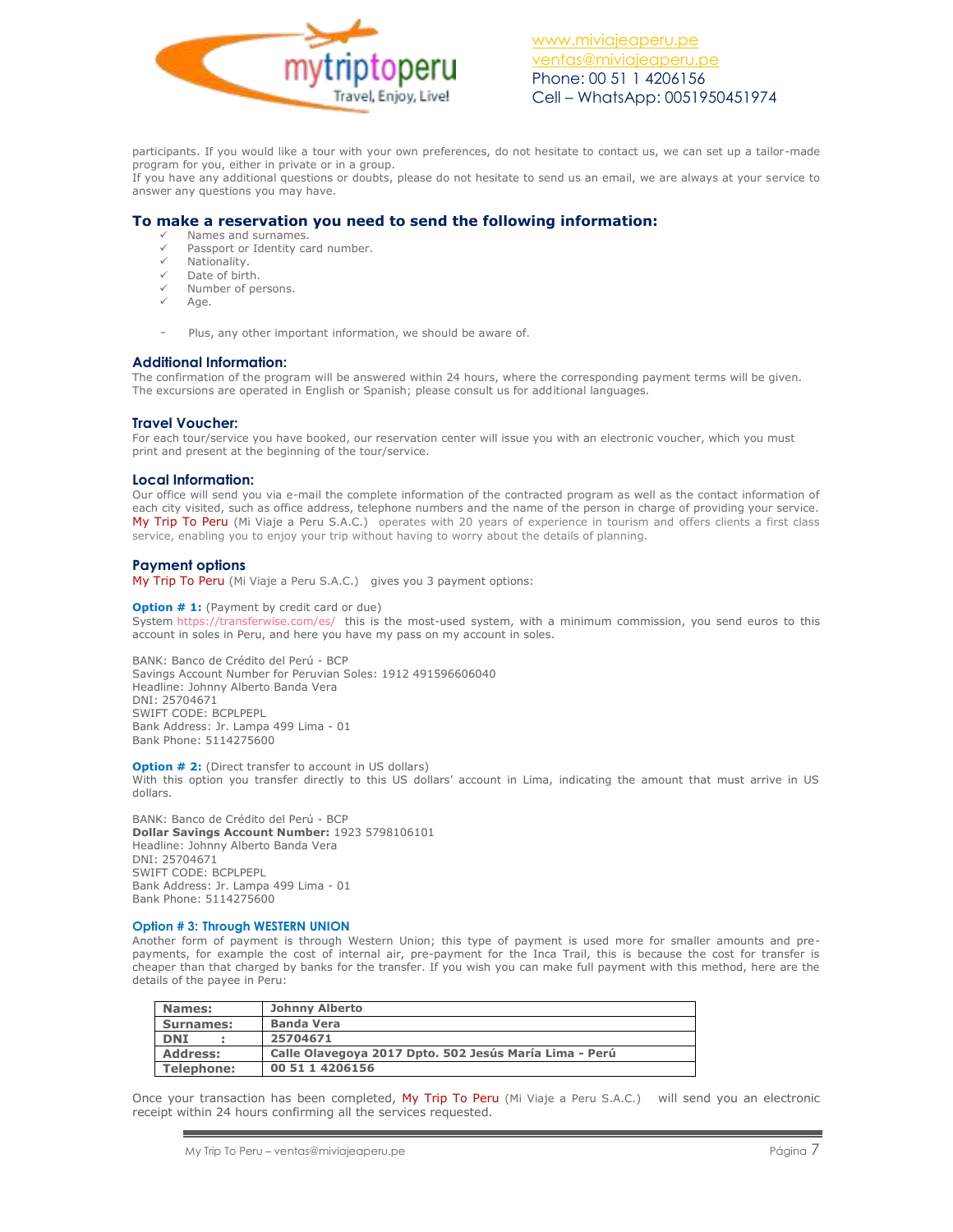participants. If you would like a tour with your own preferences, do not hesitate to contact us, we can set up a tailor-made program for you, either in private or in a group.
If you have any additional questions or doubts, please do not hesitate to send us an email, we are always at your service to answer any questions you may have.

## To make a reservation you need to send the following information:

- ✓ Names and surnames.
- ✓ Passport or Identity card number.
- ✓ Nationality.
- ✓ Date of birth.
- ✓ Number of persons.
- ✓ Age.

- Plus, any other important information, we should be aware of.

### Additional Information:

The confirmation of the program will be answered within 24 hours, where the corresponding payment terms will be given.
The excursions are operated in English or Spanish; please consult us for additional languages.

### Travel Voucher:

For each tour/service you have booked, our reservation center will issue you with an electronic voucher, which you must print and present at the beginning of the tour/service.

### Local Information:

Our office will send you via e-mail the complete information of the contracted program as well as the contact information of each city visited, such as office address, telephone numbers and the name of the person in charge of providing your service.
My Trip To Peru (Mi Viaje a Peru S.A.C.) operates with 20 years of experience in tourism and offers clients a first class service, enabling you to enjoy your trip without having to worry about the details of planning.

### Payment options

My Trip To Peru (Mi Viaje a Peru S.A.C.) gives you 3 payment options:

**Option # 1:** (Payment by credit card or due)
System https://transferwise.com/es/ this is the most-used system, with a minimum commission, you send euros to this account in soles in Peru, and here you have my pass on my account in soles.

BANK: Banco de Crédito del Perú - BCP
Savings Account Number for Peruvian Soles: 1912 491596606040
Headline: Johnny Alberto Banda Vera
DNI: 25704671
SWIFT CODE: BCPLPEPL
Bank Address: Jr. Lampa 499 Lima - 01
Bank Phone: 5114275600

**Option # 2:** (Direct transfer to account in US dollars)
With this option you transfer directly to this US dollars' account in Lima, indicating the amount that must arrive in US dollars.

BANK: Banco de Crédito del Perú - BCP
**Dollar Savings Account Number:** 1923 5798106101
Headline: Johnny Alberto Banda Vera
DNI: 25704671
SWIFT CODE: BCPLPEPL
Bank Address: Jr. Lampa 499 Lima - 01
Bank Phone: 5114275600

**Option # 3: Through WESTERN UNION**
Another form of payment is through Western Union; this type of payment is used more for smaller amounts and pre-payments, for example the cost of internal air, pre-payment for the Inca Trail, this is because the cost for transfer is cheaper than that charged by banks for the transfer. If you wish you can make full payment with this method, here are the details of the payee in Peru:

| | |
|---|---|
| **Names:** | **Johnny Alberto** |
| **Surnames:** | **Banda Vera** |
| **DNI :** | **25704671** |
| **Address:** | **Calle Olavegoya 2017 Dpto. 502 Jesús María Lima - Perú** |
| **Telephone:** | **00 51 1 4206156** |

Once your transaction has been completed, My Trip To Peru (Mi Viaje a Peru S.A.C.) will send you an electronic receipt within 24 hours confirming all the services requested.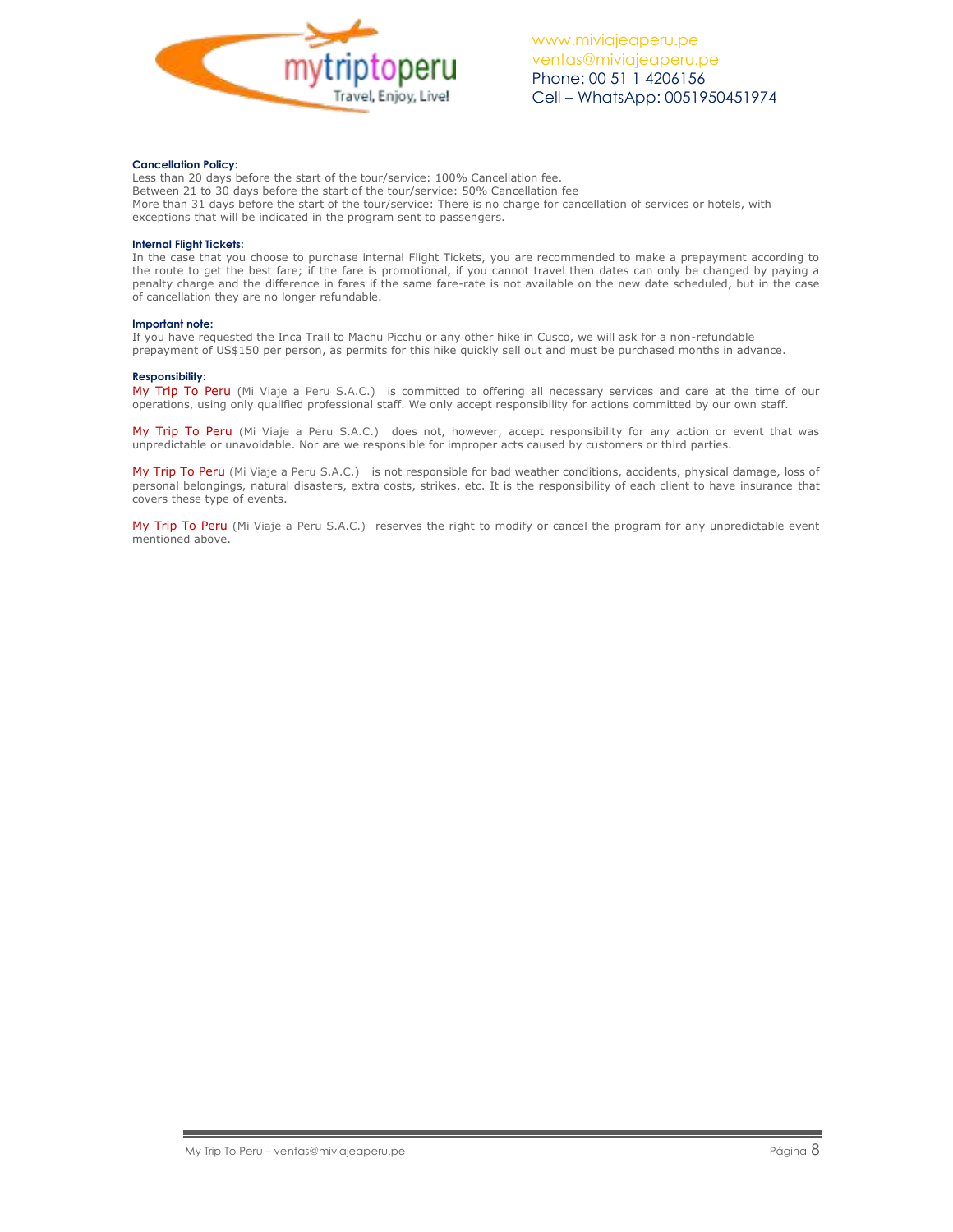**Cancellation Policy:**

Less than 20 days before the start of the tour/service: 100% Cancellation fee.
Between 21 to 30 days before the start of the tour/service: 50% Cancellation fee
More than 31 days before the start of the tour/service: There is no charge for cancellation of services or hotels, with exceptions that will be indicated in the program sent to passengers.

**Internal Flight Tickets:**

In the case that you choose to purchase internal Flight Tickets, you are recommended to make a prepayment according to the route to get the best fare; if the fare is promotional, if you cannot travel then dates can only be changed by paying a penalty charge and the difference in fares if the same fare-rate is not available on the new date scheduled, but in the case of cancellation they are no longer refundable.

**Important note:**

If you have requested the Inca Trail to Machu Picchu or any other hike in Cusco, we will ask for a non-refundable prepayment of US$150 per person, as permits for this hike quickly sell out and must be purchased months in advance.

**Responsibility:**

My Trip To Peru (Mi Viaje a Peru S.A.C.) is committed to offering all necessary services and care at the time of our operations, using only qualified professional staff. We only accept responsibility for actions committed by our own staff.

My Trip To Peru (Mi Viaje a Peru S.A.C.) does not, however, accept responsibility for any action or event that was unpredictable or unavoidable. Nor are we responsible for improper acts caused by customers or third parties.

My Trip To Peru (Mi Viaje a Peru S.A.C.) is not responsible for bad weather conditions, accidents, physical damage, loss of personal belongings, natural disasters, extra costs, strikes, etc. It is the responsibility of each client to have insurance that covers these type of events.

My Trip To Peru (Mi Viaje a Peru S.A.C.) reserves the right to modify or cancel the program for any unpredictable event mentioned above.